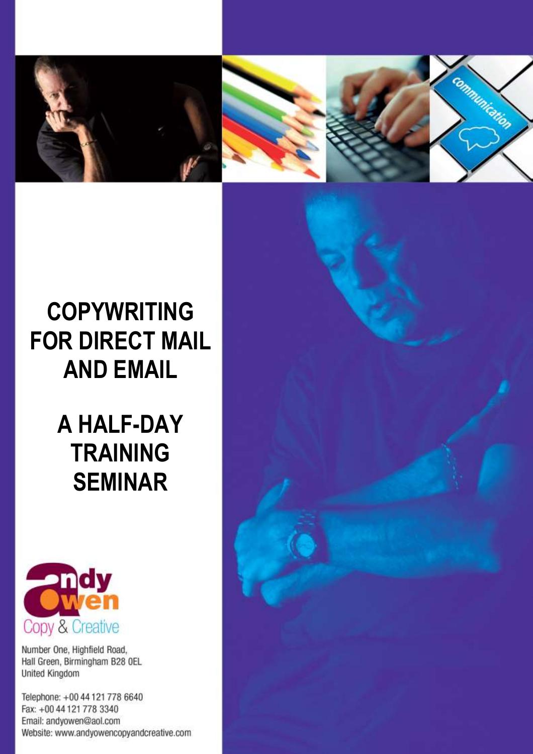# COPYWRITING FOR DIRECT MAIL AND EMAIL

## A HALF-DAY TRAINING SEMINAR

andy owen
Copy & Creative

Number One, Highfield Road,
Hall Green, Birmingham B28 0EL
United Kingdom

Telephone: +00 44 121 778 6640
Fax: +00 44 121 778 3340
Email: andyowen@aol.com
Website: www.andyowencopyandcreative.com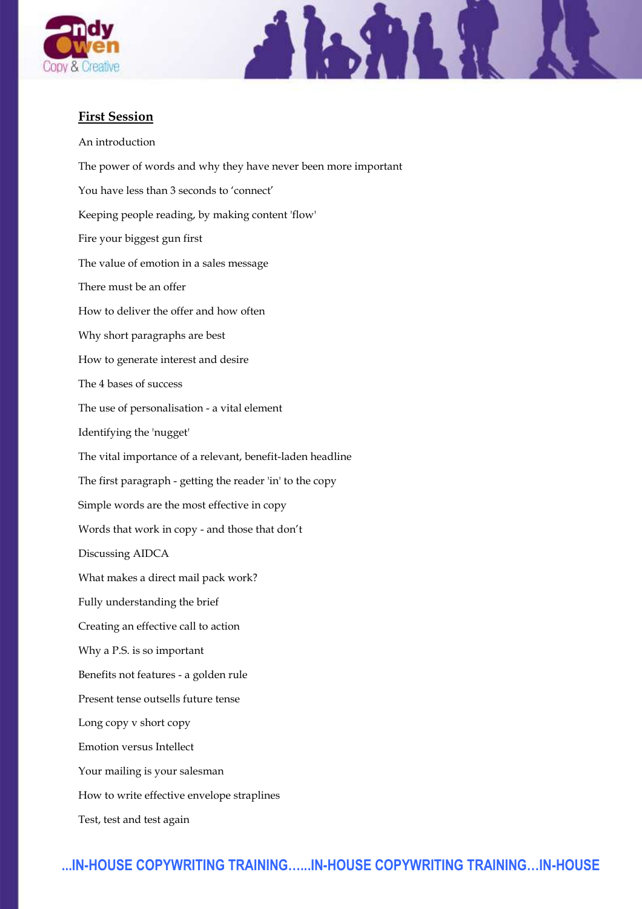## First Session

An introduction

The power of words and why they have never been more important

You have less than 3 seconds to 'connect'

Keeping people reading, by making content 'flow'

Fire your biggest gun first

The value of emotion in a sales message

There must be an offer

How to deliver the offer and how often

Why short paragraphs are best

How to generate interest and desire

The 4 bases of success

The use of personalisation - a vital element

Identifying the 'nugget'

The vital importance of a relevant, benefit-laden headline

The first paragraph - getting the reader 'in' to the copy

Simple words are the most effective in copy

Words that work in copy - and those that don't

Discussing AIDCA

What makes a direct mail pack work?

Fully understanding the brief

Creating an effective call to action

Why a P.S. is so important

Benefits not features - a golden rule

Present tense outsells future tense

Long copy v short copy

Emotion versus Intellect

Your mailing is your salesman

How to write effective envelope straplines

Test, test and test again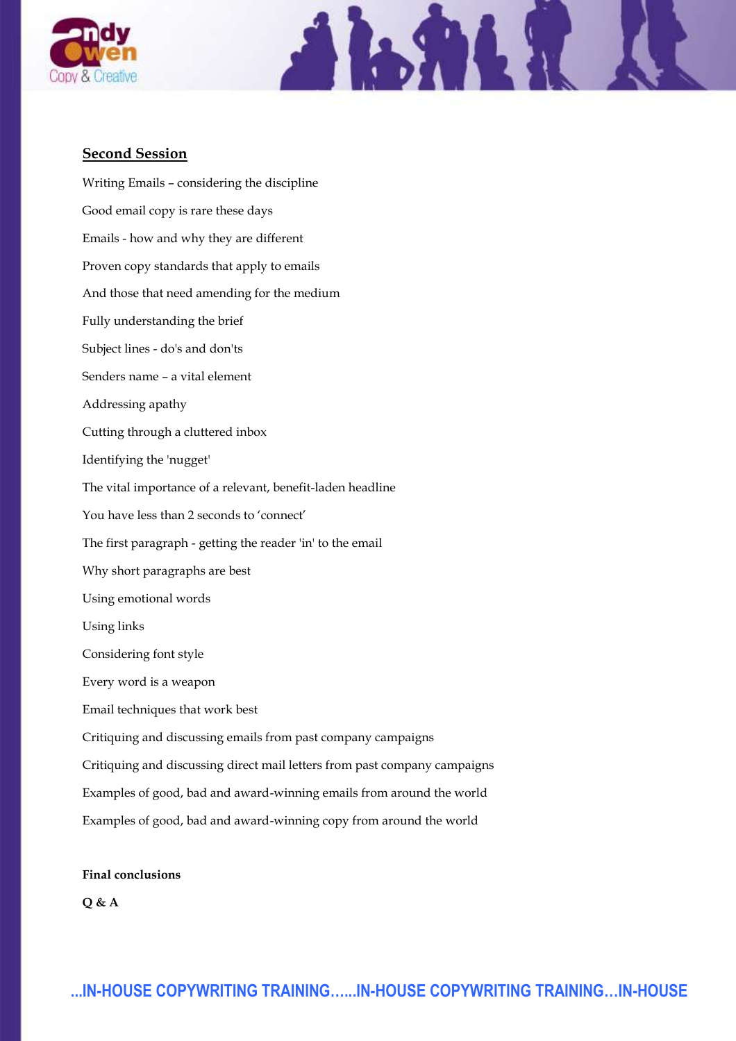## Second Session

Writing Emails – considering the discipline

Good email copy is rare these days

Emails - how and why they are different

Proven copy standards that apply to emails

And those that need amending for the medium

Fully understanding the brief

Subject lines - do's and don'ts

Senders name – a vital element

Addressing apathy

Cutting through a cluttered inbox

Identifying the 'nugget'

The vital importance of a relevant, benefit-laden headline

You have less than 2 seconds to 'connect'

The first paragraph - getting the reader 'in' to the email

Why short paragraphs are best

Using emotional words

Using links

Considering font style

Every word is a weapon

Email techniques that work best

Critiquing and discussing emails from past company campaigns

Critiquing and discussing direct mail letters from past company campaigns

Examples of good, bad and award-winning emails from around the world

Examples of good, bad and award-winning copy from around the world

**Final conclusions**

**Q & A**